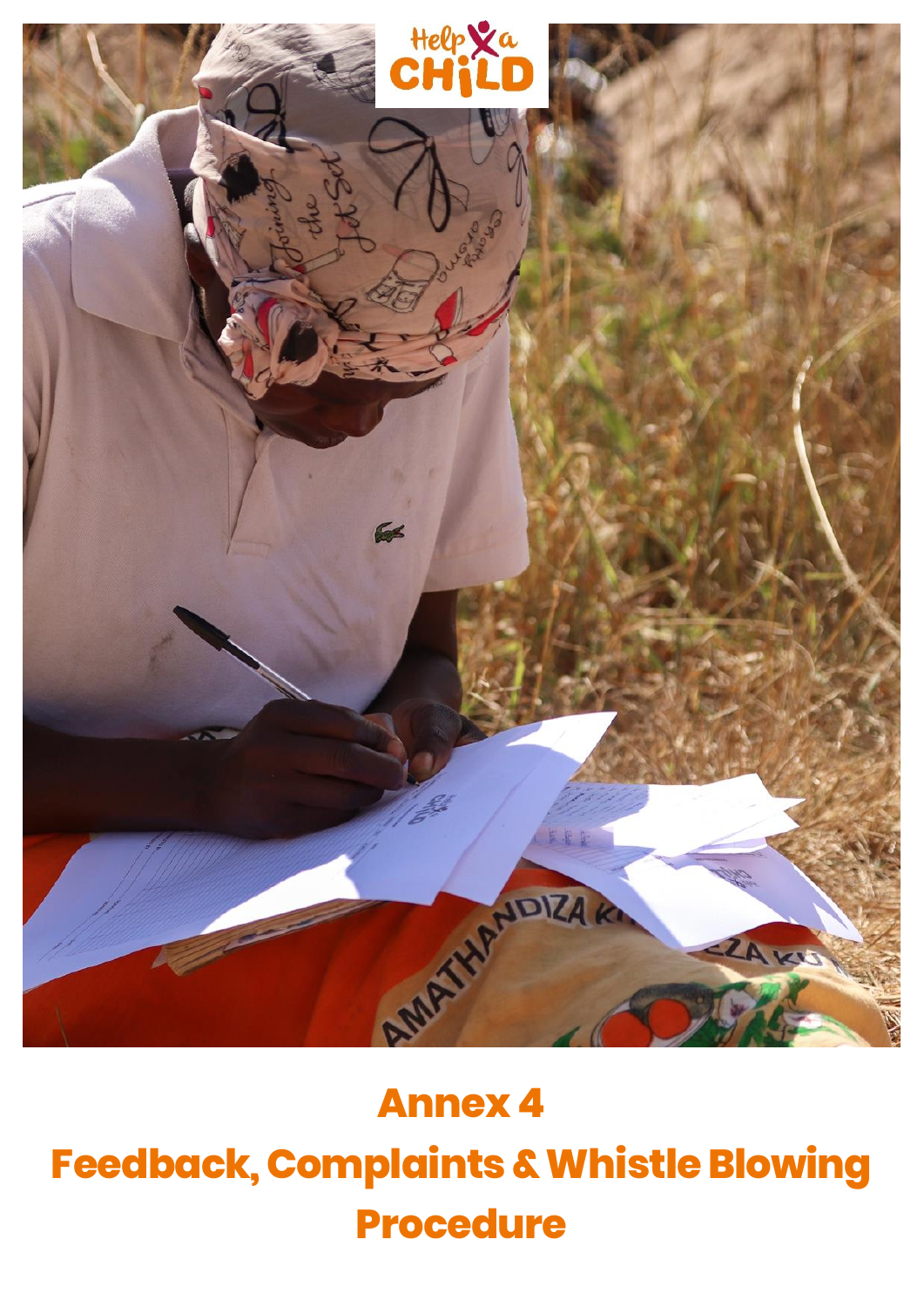# Annex 4

# Feedback, Complaints & Whistle Blowing Procedure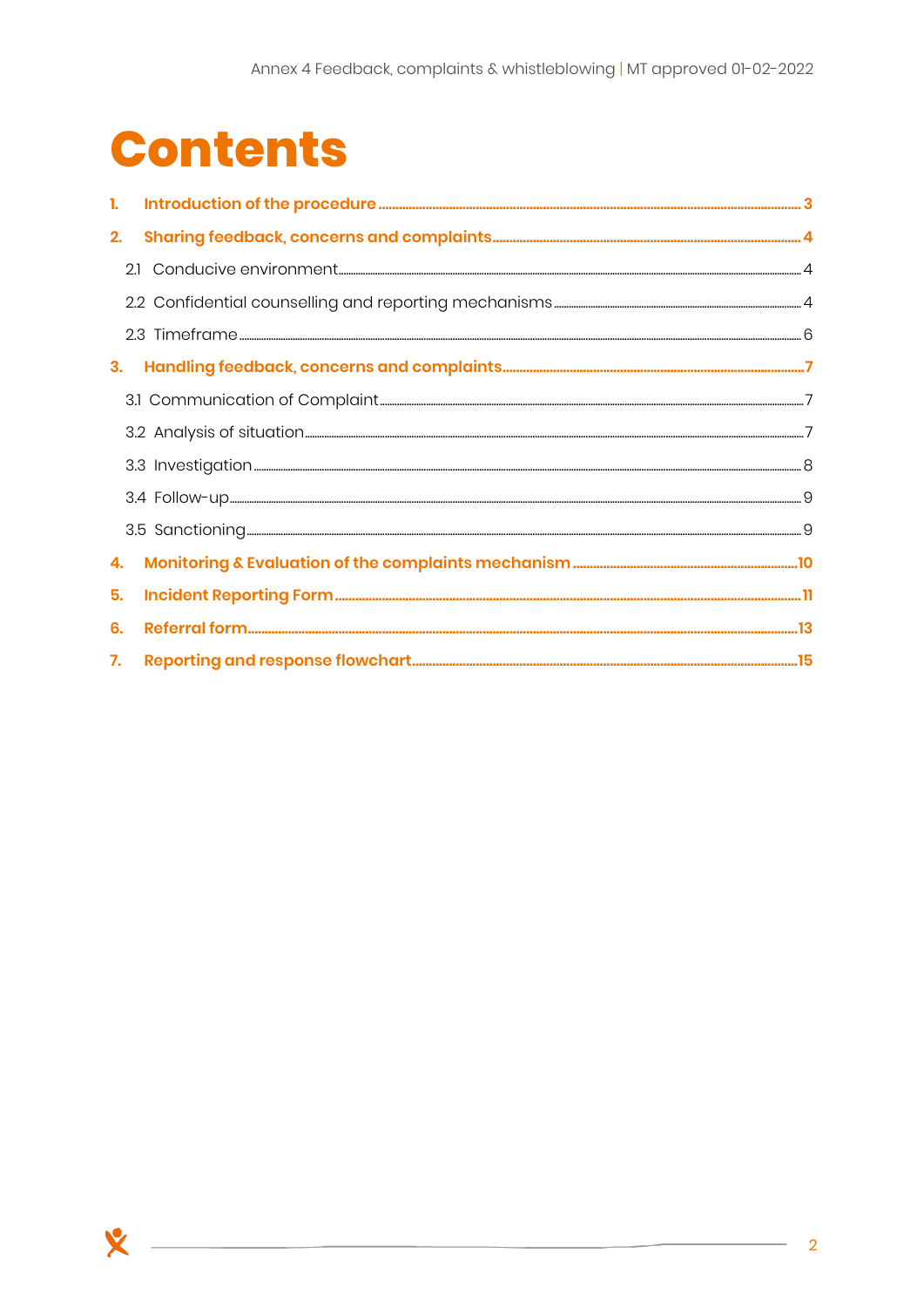# Contents

1. **Introduction of the procedure** .......... 3
2. **Sharing feedback, concerns and complaints** .......... 4
   - 2.1 Conducive environment .......... 4
   - 2.2 Confidential counselling and reporting mechanisms .......... 4
   - 2.3 Timeframe .......... 6
3. **Handling feedback, concerns and complaints** .......... 7
   - 3.1 Communication of Complaint .......... 7
   - 3.2 Analysis of situation .......... 7
   - 3.3 Investigation .......... 8
   - 3.4 Follow-up .......... 9
   - 3.5 Sanctioning .......... 9
4. **Monitoring & Evaluation of the complaints mechanism** .......... 10
5. **Incident Reporting Form** .......... 11
6. **Referral form** .......... 13
7. **Reporting and response flowchart** .......... 15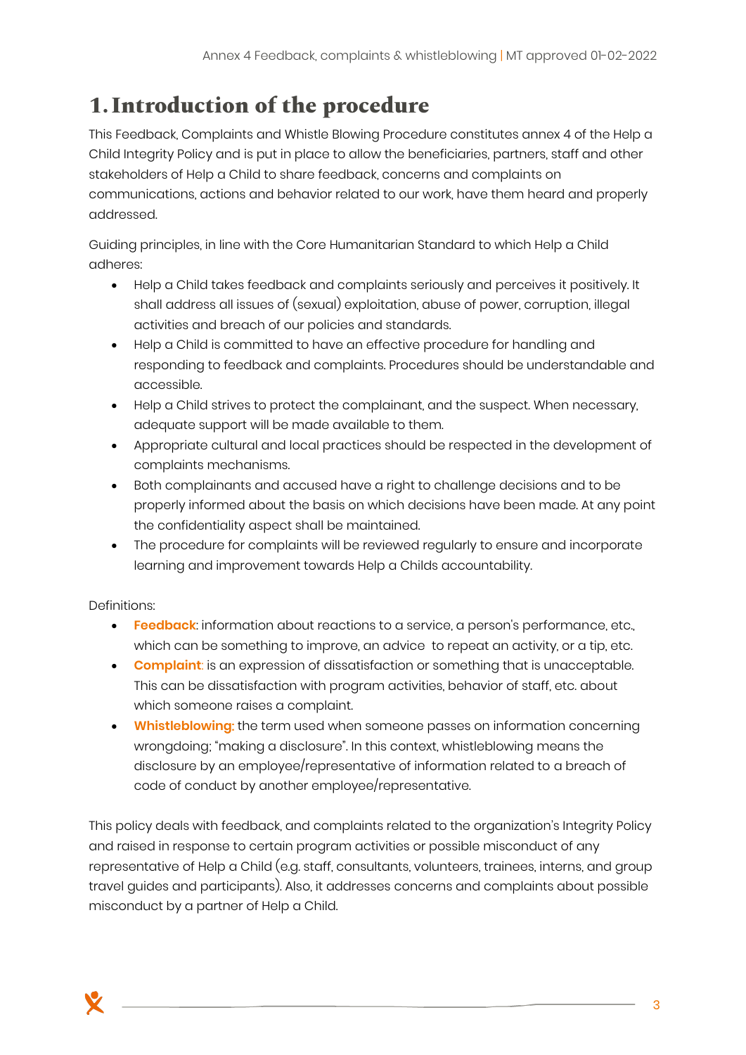# 1. Introduction of the procedure

This Feedback, Complaints and Whistle Blowing Procedure constitutes annex 4 of the Help a Child Integrity Policy and is put in place to allow the beneficiaries, partners, staff and other stakeholders of Help a Child to share feedback, concerns and complaints on communications, actions and behavior related to our work, have them heard and properly addressed.

Guiding principles, in line with the Core Humanitarian Standard to which Help a Child adheres:

- Help a Child takes feedback and complaints seriously and perceives it positively. It shall address all issues of (sexual) exploitation, abuse of power, corruption, illegal activities and breach of our policies and standards.
- Help a Child is committed to have an effective procedure for handling and responding to feedback and complaints. Procedures should be understandable and accessible.
- Help a Child strives to protect the complainant, and the suspect. When necessary, adequate support will be made available to them.
- Appropriate cultural and local practices should be respected in the development of complaints mechanisms.
- Both complainants and accused have a right to challenge decisions and to be properly informed about the basis on which decisions have been made. At any point the confidentiality aspect shall be maintained.
- The procedure for complaints will be reviewed regularly to ensure and incorporate learning and improvement towards Help a Childs accountability.

Definitions:

- **Feedback**: information about reactions to a service, a person's performance, etc., which can be something to improve, an advice to repeat an activity, or a tip, etc.
- **Complaint**: is an expression of dissatisfaction or something that is unacceptable. This can be dissatisfaction with program activities, behavior of staff, etc. about which someone raises a complaint.
- **Whistleblowing:** the term used when someone passes on information concerning wrongdoing; "making a disclosure". In this context, whistleblowing means the disclosure by an employee/representative of information related to a breach of code of conduct by another employee/representative.

This policy deals with feedback, and complaints related to the organization's Integrity Policy and raised in response to certain program activities or possible misconduct of any representative of Help a Child (e.g. staff, consultants, volunteers, trainees, interns, and group travel guides and participants). Also, it addresses concerns and complaints about possible misconduct by a partner of Help a Child.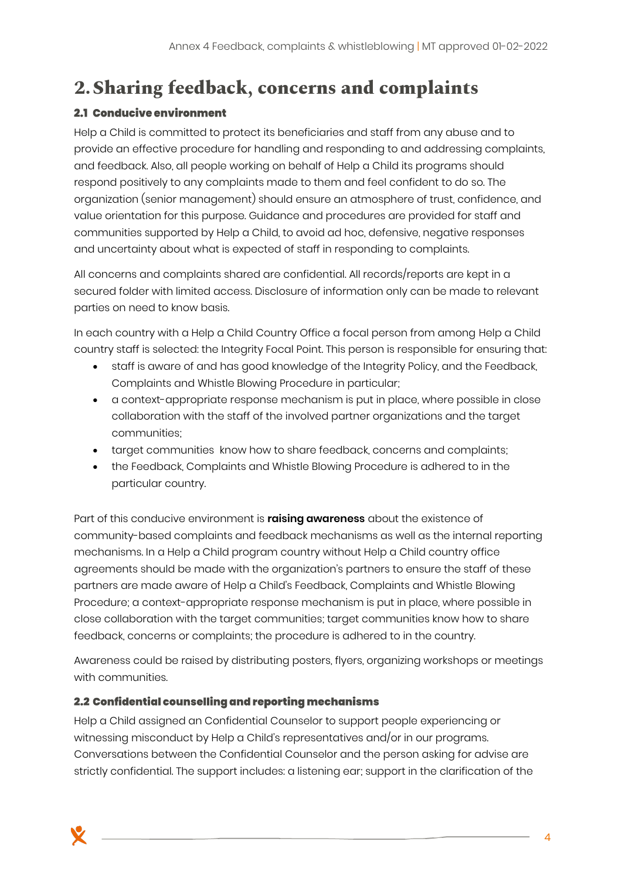# 2. Sharing feedback, concerns and complaints

## 2.1 Conducive environment

Help a Child is committed to protect its beneficiaries and staff from any abuse and to provide an effective procedure for handling and responding to and addressing complaints, and feedback. Also, all people working on behalf of Help a Child its programs should respond positively to any complaints made to them and feel confident to do so. The organization (senior management) should ensure an atmosphere of trust, confidence, and value orientation for this purpose. Guidance and procedures are provided for staff and communities supported by Help a Child, to avoid ad hoc, defensive, negative responses and uncertainty about what is expected of staff in responding to complaints.

All concerns and complaints shared are confidential. All records/reports are kept in a secured folder with limited access. Disclosure of information only can be made to relevant parties on need to know basis.

In each country with a Help a Child Country Office a focal person from among Help a Child country staff is selected: the Integrity Focal Point. This person is responsible for ensuring that:

- staff is aware of and has good knowledge of the Integrity Policy, and the Feedback, Complaints and Whistle Blowing Procedure in particular;
- a context-appropriate response mechanism is put in place, where possible in close collaboration with the staff of the involved partner organizations and the target communities;
- target communities know how to share feedback, concerns and complaints;
- the Feedback, Complaints and Whistle Blowing Procedure is adhered to in the particular country.

Part of this conducive environment is **raising awareness** about the existence of community-based complaints and feedback mechanisms as well as the internal reporting mechanisms. In a Help a Child program country without Help a Child country office agreements should be made with the organization's partners to ensure the staff of these partners are made aware of Help a Child's Feedback, Complaints and Whistle Blowing Procedure; a context-appropriate response mechanism is put in place, where possible in close collaboration with the target communities; target communities know how to share feedback, concerns or complaints; the procedure is adhered to in the country.

Awareness could be raised by distributing posters, flyers, organizing workshops or meetings with communities.

## 2.2 Confidential counselling and reporting mechanisms

Help a Child assigned an Confidential Counselor to support people experiencing or witnessing misconduct by Help a Child's representatives and/or in our programs. Conversations between the Confidential Counselor and the person asking for advise are strictly confidential. The support includes: a listening ear; support in the clarification of the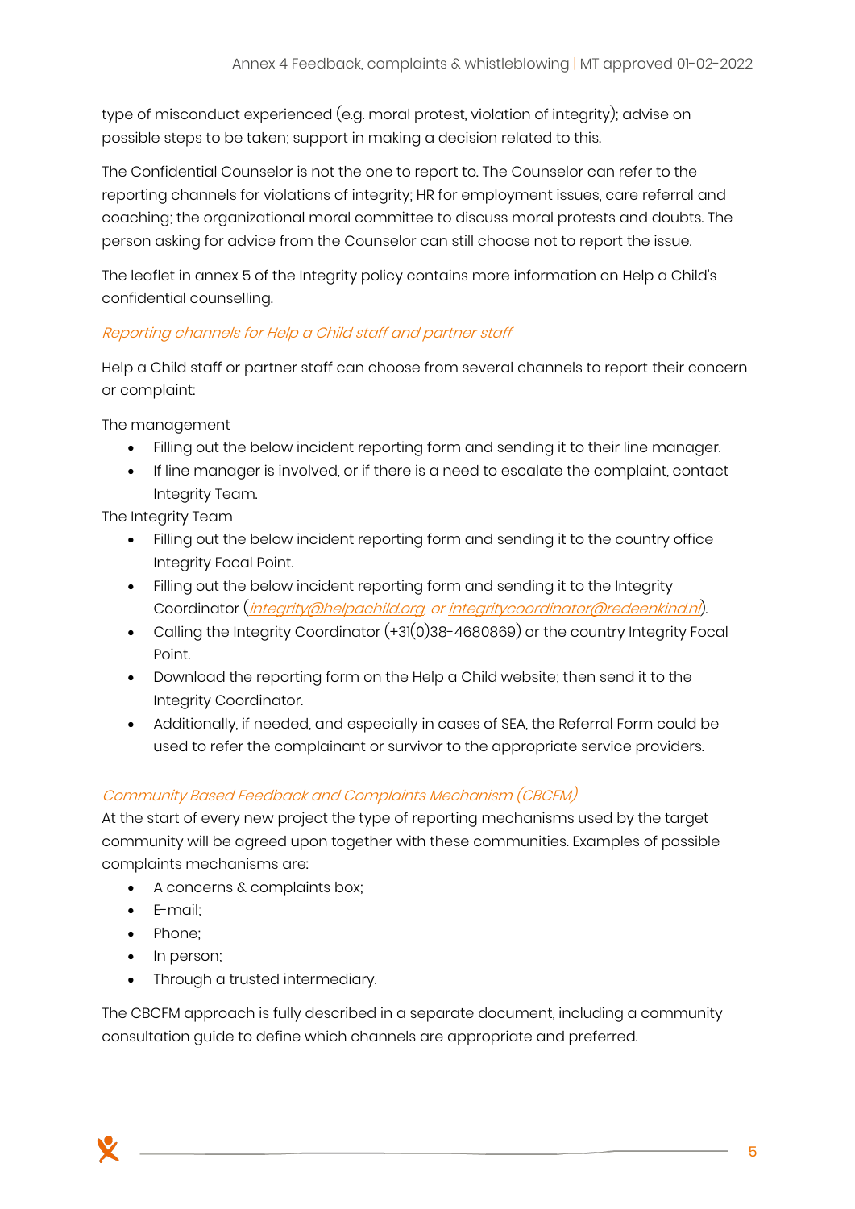type of misconduct experienced (e.g. moral protest, violation of integrity); advise on possible steps to be taken; support in making a decision related to this.

The Confidential Counselor is not the one to report to. The Counselor can refer to the reporting channels for violations of integrity; HR for employment issues, care referral and coaching; the organizational moral committee to discuss moral protests and doubts. The person asking for advice from the Counselor can still choose not to report the issue.

The leaflet in annex 5 of the Integrity policy contains more information on Help a Child's confidential counselling.

*Reporting channels for Help a Child staff and partner staff*

Help a Child staff or partner staff can choose from several channels to report their concern or complaint:

The management

- Filling out the below incident reporting form and sending it to their line manager.
- If line manager is involved, or if there is a need to escalate the complaint, contact Integrity Team.

The Integrity Team

- Filling out the below incident reporting form and sending it to the country office Integrity Focal Point.
- Filling out the below incident reporting form and sending it to the Integrity Coordinator (*integrity@helpachild.org, or integritycoordinator@redeenkind.nl*).
- Calling the Integrity Coordinator (+31(0)38-4680869) or the country Integrity Focal Point.
- Download the reporting form on the Help a Child website; then send it to the Integrity Coordinator.
- Additionally, if needed, and especially in cases of SEA, the Referral Form could be used to refer the complainant or survivor to the appropriate service providers.

*Community Based Feedback and Complaints Mechanism (CBCFM)*

At the start of every new project the type of reporting mechanisms used by the target community will be agreed upon together with these communities. Examples of possible complaints mechanisms are:

- A concerns & complaints box;
- E-mail;
- Phone;
- In person;
- Through a trusted intermediary.

The CBCFM approach is fully described in a separate document, including a community consultation guide to define which channels are appropriate and preferred.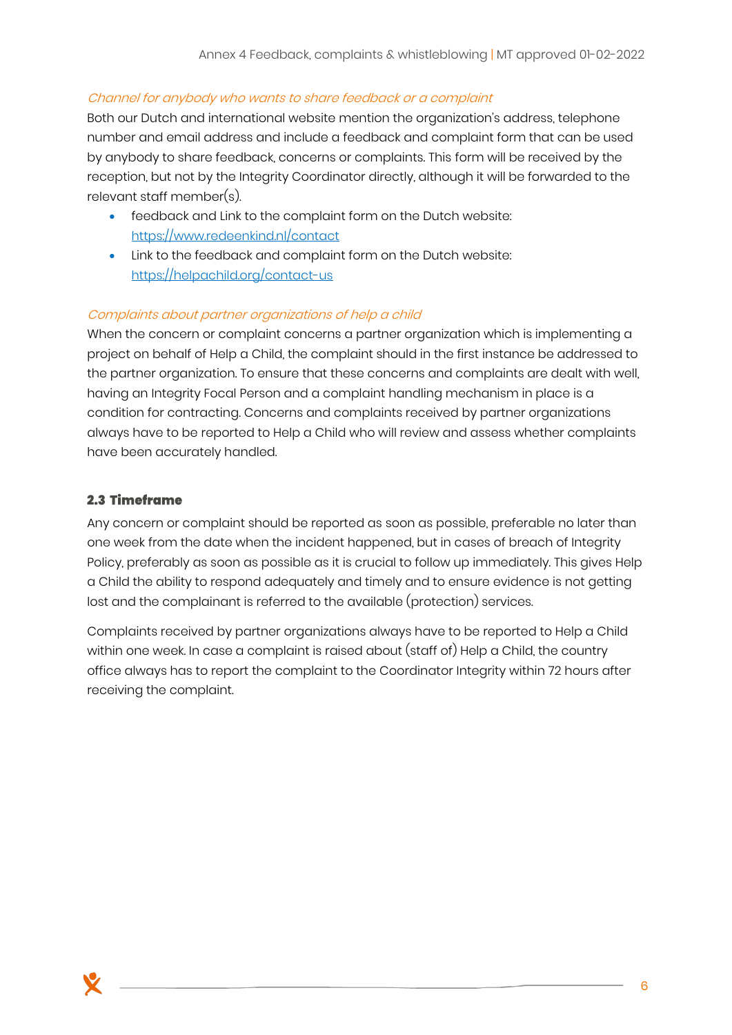*Channel for anybody who wants to share feedback or a complaint*

Both our Dutch and international website mention the organization's address, telephone number and email address and include a feedback and complaint form that can be used by anybody to share feedback, concerns or complaints. This form will be received by the reception, but not by the Integrity Coordinator directly, although it will be forwarded to the relevant staff member(s).

- feedback and Link to the complaint form on the Dutch website: [https://www.redeenkind.nl/contact](https://www.redeenkind.nl/contact)
- Link to the feedback and complaint form on the Dutch website: [https://helpachild.org/contact-us](https://helpachild.org/contact-us)

*Complaints about partner organizations of help a child*

When the concern or complaint concerns a partner organization which is implementing a project on behalf of Help a Child, the complaint should in the first instance be addressed to the partner organization. To ensure that these concerns and complaints are dealt with well, having an Integrity Focal Person and a complaint handling mechanism in place is a condition for contracting. Concerns and complaints received by partner organizations always have to be reported to Help a Child who will review and assess whether complaints have been accurately handled.

### 2.3 Timeframe

Any concern or complaint should be reported as soon as possible, preferable no later than one week from the date when the incident happened, but in cases of breach of Integrity Policy, preferably as soon as possible as it is crucial to follow up immediately. This gives Help a Child the ability to respond adequately and timely and to ensure evidence is not getting lost and the complainant is referred to the available (protection) services.

Complaints received by partner organizations always have to be reported to Help a Child within one week. In case a complaint is raised about (staff of) Help a Child, the country office always has to report the complaint to the Coordinator Integrity within 72 hours after receiving the complaint.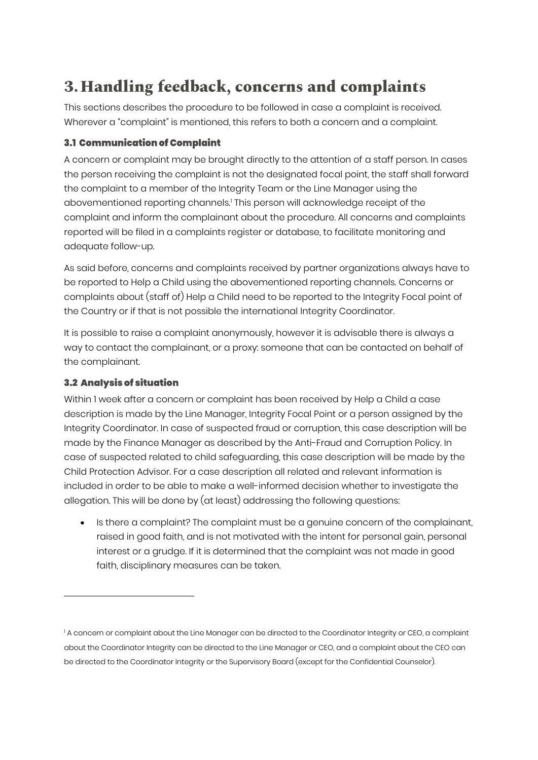# 3. Handling feedback, concerns and complaints

This sections describes the procedure to be followed in case a complaint is received. Wherever a "complaint" is mentioned, this refers to both a concern and a complaint.

### 3.1 Communication of Complaint

A concern or complaint may be brought directly to the attention of a staff person. In cases the person receiving the complaint is not the designated focal point, the staff shall forward the complaint to a member of the Integrity Team or the Line Manager using the abovementioned reporting channels.[1] This person will acknowledge receipt of the complaint and inform the complainant about the procedure. All concerns and complaints reported will be filed in a complaints register or database, to facilitate monitoring and adequate follow-up.

As said before, concerns and complaints received by partner organizations always have to be reported to Help a Child using the abovementioned reporting channels. Concerns or complaints about (staff of) Help a Child need to be reported to the Integrity Focal point of the Country or if that is not possible the international Integrity Coordinator.

It is possible to raise a complaint anonymously, however it is advisable there is always a way to contact the complainant, or a proxy: someone that can be contacted on behalf of the complainant.

### 3.2 Analysis of situation

Within 1 week after a concern or complaint has been received by Help a Child a case description is made by the Line Manager, Integrity Focal Point or a person assigned by the Integrity Coordinator. In case of suspected fraud or corruption, this case description will be made by the Finance Manager as described by the Anti-Fraud and Corruption Policy. In case of suspected related to child safeguarding, this case description will be made by the Child Protection Advisor. For a case description all related and relevant information is included in order to be able to make a well-informed decision whether to investigate the allegation. This will be done by (at least) addressing the following questions:

- Is there a complaint? The complaint must be a genuine concern of the complainant, raised in good faith, and is not motivated with the intent for personal gain, personal interest or a grudge. If it is determined that the complaint was not made in good faith, disciplinary measures can be taken.

---

[1] A concern or complaint about the Line Manager can be directed to the Coordinator Integrity or CEO, a complaint about the Coordinator Integrity can be directed to the Line Manager or CEO, and a complaint about the CEO can be directed to the Coordinator Integrity or the Supervisory Board (except for the Confidential Counselor).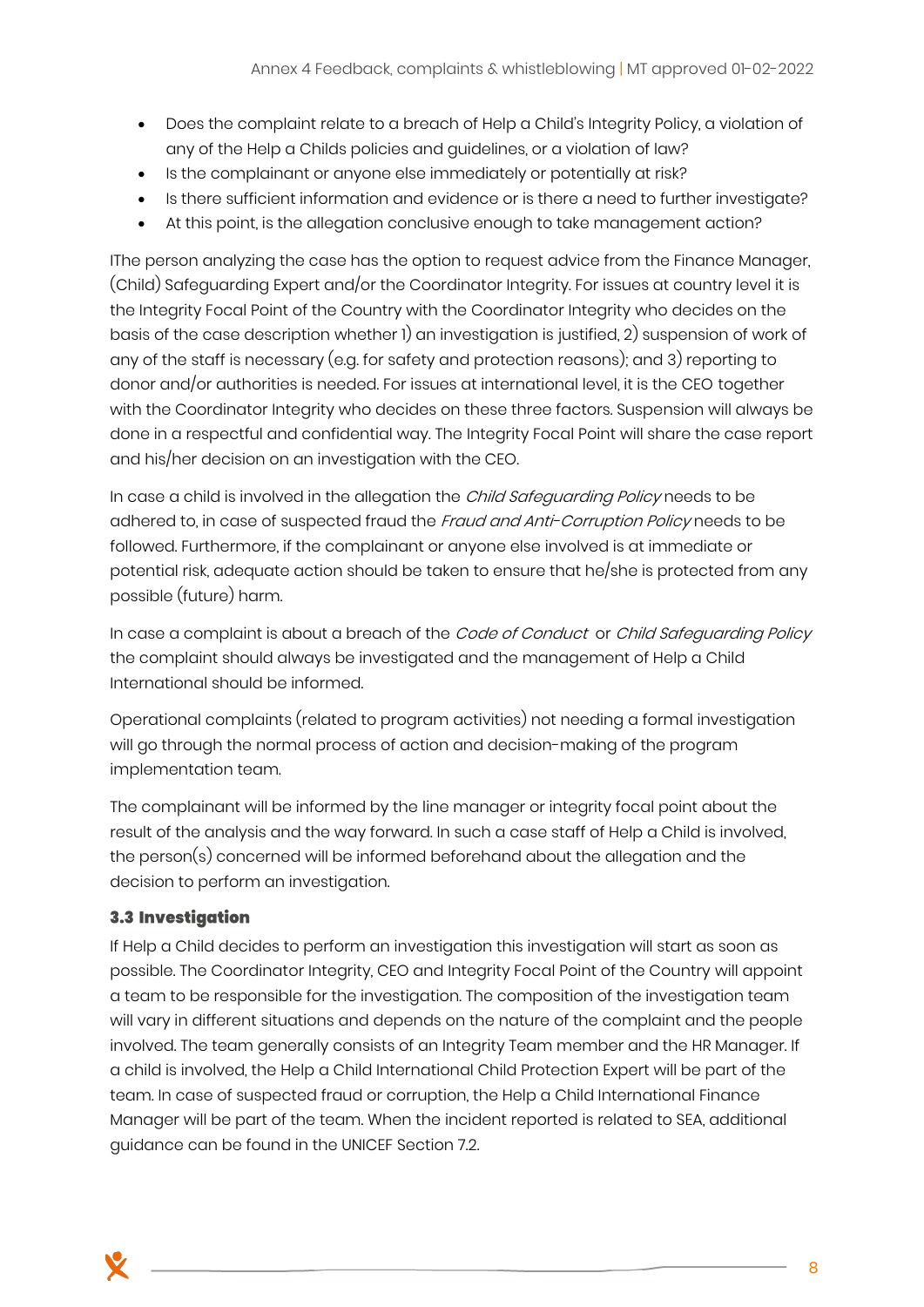- Does the complaint relate to a breach of Help a Child's Integrity Policy, a violation of any of the Help a Childs policies and guidelines, or a violation of law?
- Is the complainant or anyone else immediately or potentially at risk?
- Is there sufficient information and evidence or is there a need to further investigate?
- At this point, is the allegation conclusive enough to take management action?

IThe person analyzing the case has the option to request advice from the Finance Manager, (Child) Safeguarding Expert and/or the Coordinator Integrity. For issues at country level it is the Integrity Focal Point of the Country with the Coordinator Integrity who decides on the basis of the case description whether 1) an investigation is justified, 2) suspension of work of any of the staff is necessary (e.g. for safety and protection reasons); and 3) reporting to donor and/or authorities is needed. For issues at international level, it is the CEO together with the Coordinator Integrity who decides on these three factors. Suspension will always be done in a respectful and confidential way. The Integrity Focal Point will share the case report and his/her decision on an investigation with the CEO.

In case a child is involved in the allegation the *Child Safeguarding Policy* needs to be adhered to, in case of suspected fraud the *Fraud and Anti-Corruption Policy* needs to be followed. Furthermore, if the complainant or anyone else involved is at immediate or potential risk, adequate action should be taken to ensure that he/she is protected from any possible (future) harm.

In case a complaint is about a breach of the *Code of Conduct* or *Child Safeguarding Policy* the complaint should always be investigated and the management of Help a Child International should be informed.

Operational complaints (related to program activities) not needing a formal investigation will go through the normal process of action and decision-making of the program implementation team.

The complainant will be informed by the line manager or integrity focal point about the result of the analysis and the way forward. In such a case staff of Help a Child is involved, the person(s) concerned will be informed beforehand about the allegation and the decision to perform an investigation.

### 3.3 Investigation

If Help a Child decides to perform an investigation this investigation will start as soon as possible. The Coordinator Integrity, CEO and Integrity Focal Point of the Country will appoint a team to be responsible for the investigation. The composition of the investigation team will vary in different situations and depends on the nature of the complaint and the people involved. The team generally consists of an Integrity Team member and the HR Manager. If a child is involved, the Help a Child International Child Protection Expert will be part of the team. In case of suspected fraud or corruption, the Help a Child International Finance Manager will be part of the team. When the incident reported is related to SEA, additional guidance can be found in the UNICEF Section 7.2.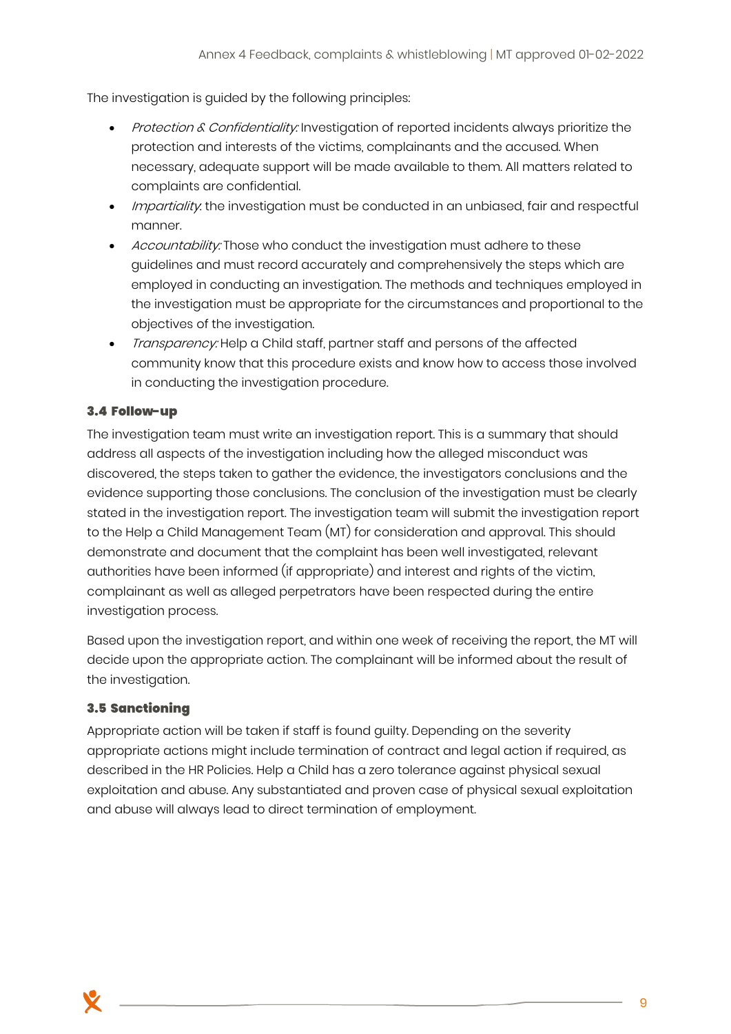The investigation is guided by the following principles:

- *Protection & Confidentiality:* Investigation of reported incidents always prioritize the protection and interests of the victims, complainants and the accused. When necessary, adequate support will be made available to them. All matters related to complaints are confidential.
- *Impartiality*: the investigation must be conducted in an unbiased, fair and respectful manner.
- *Accountability:* Those who conduct the investigation must adhere to these guidelines and must record accurately and comprehensively the steps which are employed in conducting an investigation. The methods and techniques employed in the investigation must be appropriate for the circumstances and proportional to the objectives of the investigation.
- *Transparency:* Help a Child staff, partner staff and persons of the affected community know that this procedure exists and know how to access those involved in conducting the investigation procedure.

### 3.4 Follow-up

The investigation team must write an investigation report. This is a summary that should address all aspects of the investigation including how the alleged misconduct was discovered, the steps taken to gather the evidence, the investigators conclusions and the evidence supporting those conclusions. The conclusion of the investigation must be clearly stated in the investigation report. The investigation team will submit the investigation report to the Help a Child Management Team (MT) for consideration and approval. This should demonstrate and document that the complaint has been well investigated, relevant authorities have been informed (if appropriate) and interest and rights of the victim, complainant as well as alleged perpetrators have been respected during the entire investigation process.

Based upon the investigation report, and within one week of receiving the report, the MT will decide upon the appropriate action. The complainant will be informed about the result of the investigation.

### 3.5 Sanctioning

Appropriate action will be taken if staff is found guilty. Depending on the severity appropriate actions might include termination of contract and legal action if required, as described in the HR Policies. Help a Child has a zero tolerance against physical sexual exploitation and abuse. Any substantiated and proven case of physical sexual exploitation and abuse will always lead to direct termination of employment.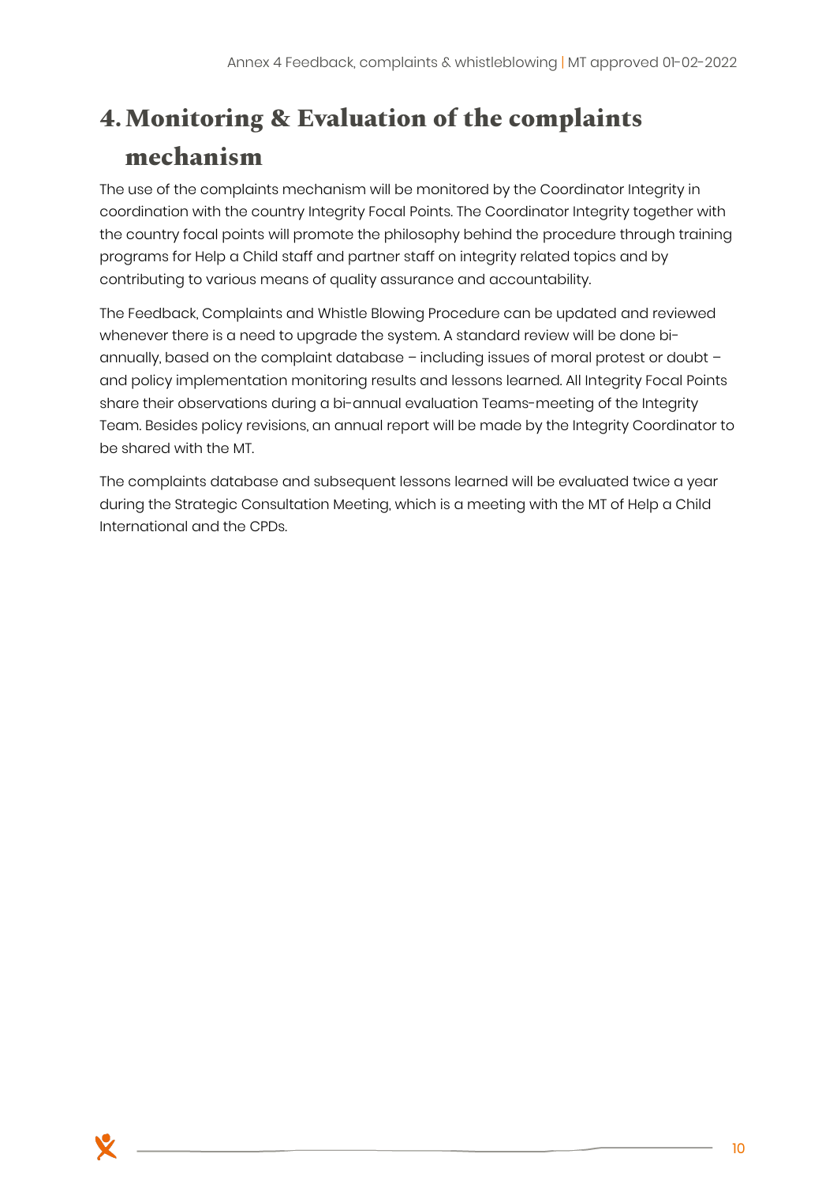# 4. Monitoring & Evaluation of the complaints mechanism

The use of the complaints mechanism will be monitored by the Coordinator Integrity in coordination with the country Integrity Focal Points. The Coordinator Integrity together with the country focal points will promote the philosophy behind the procedure through training programs for Help a Child staff and partner staff on integrity related topics and by contributing to various means of quality assurance and accountability.

The Feedback, Complaints and Whistle Blowing Procedure can be updated and reviewed whenever there is a need to upgrade the system. A standard review will be done bi-annually, based on the complaint database – including issues of moral protest or doubt – and policy implementation monitoring results and lessons learned. All Integrity Focal Points share their observations during a bi-annual evaluation Teams-meeting of the Integrity Team. Besides policy revisions, an annual report will be made by the Integrity Coordinator to be shared with the MT.

The complaints database and subsequent lessons learned will be evaluated twice a year during the Strategic Consultation Meeting, which is a meeting with the MT of Help a Child International and the CPDs.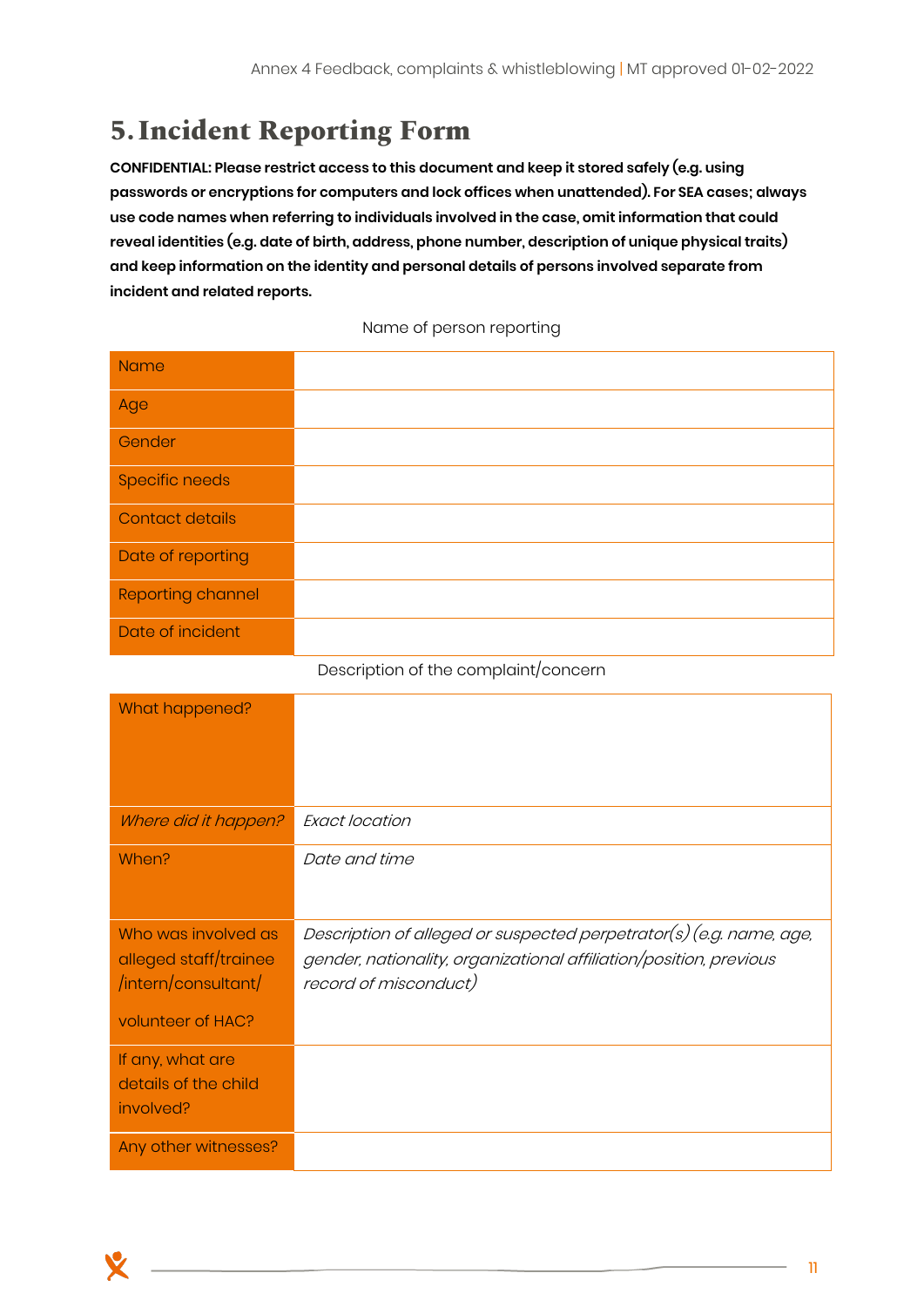# 5. Incident Reporting Form

**CONFIDENTIAL: Please restrict access to this document and keep it stored safely (e.g. using passwords or encryptions for computers and lock offices when unattended). For SEA cases; always use code names when referring to individuals involved in the case, omit information that could reveal identities (e.g. date of birth, address, phone number, description of unique physical traits) and keep information on the identity and personal details of persons involved separate from incident and related reports.**

Name of person reporting

| | |
|---|---|
| Name | |
| Age | |
| Gender | |
| Specific needs | |
| Contact details | |
| Date of reporting | |
| Reporting channel | |
| Date of incident | |

Description of the complaint/concern

| | |
|---|---|
| What happened? | |
| *Where did it happen?* | *Exact location* |
| When? | *Date and time* |
| Who was involved as alleged staff/trainee /intern/consultant/ volunteer of HAC? | *Description of alleged or suspected perpetrator(s) (e.g. name, age, gender, nationality, organizational affiliation/position, previous record of misconduct)* |
| If any, what are details of the child involved? | |
| Any other witnesses? | |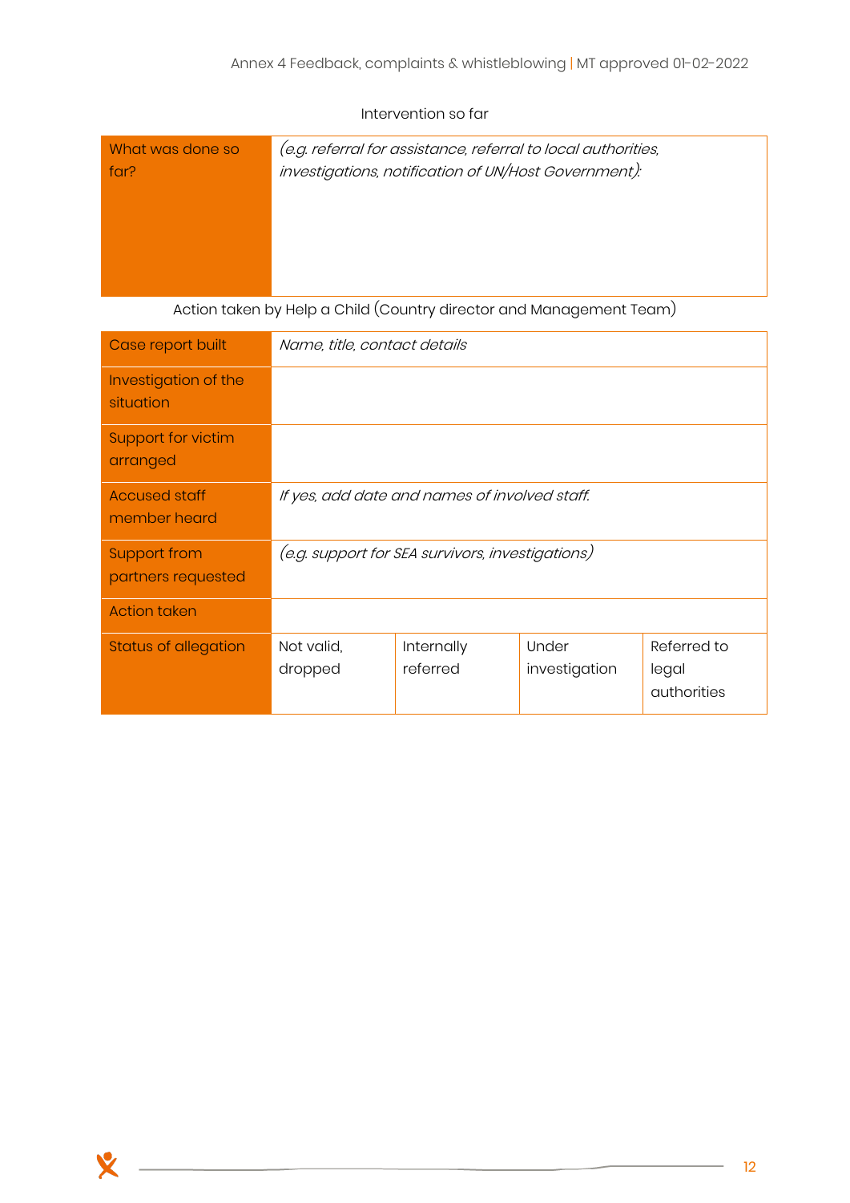Intervention so far

| What was done so far? | *(e.g. referral for assistance, referral to local authorities, investigations, notification of UN/Host Government):* |
|---|---|

Action taken by Help a Child (Country director and Management Team)

| Case report built | *Name, title, contact details* | | | |
|---|---|---|---|---|
| Investigation of the situation | | | | |
| Support for victim arranged | | | | |
| Accused staff member heard | *If yes, add date and names of involved staff.* | | | |
| Support from partners requested | *(e.g. support for SEA survivors, investigations)* | | | |
| Action taken | | | | |
| Status of allegation | Not valid, dropped | Internally referred | Under investigation | Referred to legal authorities |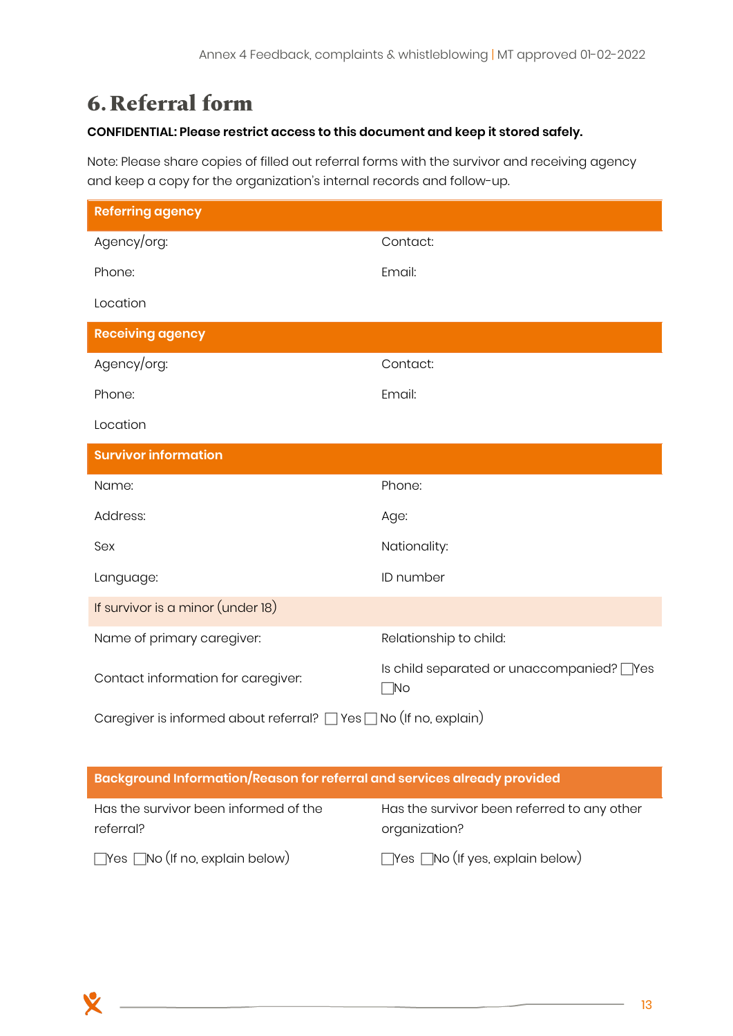# 6. Referral form

**CONFIDENTIAL: Please restrict access to this document and keep it stored safely.**

Note: Please share copies of filled out referral forms with the survivor and receiving agency and keep a copy for the organization's internal records and follow-up.

| **Referring agency** | |
|---|---|
| Agency/org: | Contact: |
| Phone: | Email: |
| Location | |
| **Receiving agency** | |
| Agency/org: | Contact: |
| Phone: | Email: |
| Location | |
| **Survivor information** | |
| Name: | Phone: |
| Address: | Age: |
| Sex | Nationality: |
| Language: | ID number |
| If survivor is a minor (under 18) | |
| Name of primary caregiver: | Relationship to child: |
| Contact information for caregiver: | Is child separated or unaccompanied? ☐Yes ☐No |
| Caregiver is informed about referral? ☐ Yes ☐ No (If no, explain) | |

| **Background Information/Reason for referral and services already provided** | |
|---|---|
| Has the survivor been informed of the referral? | Has the survivor been referred to any other organization? |
| ☐Yes ☐No (If no, explain below) | ☐Yes ☐No (If yes, explain below) |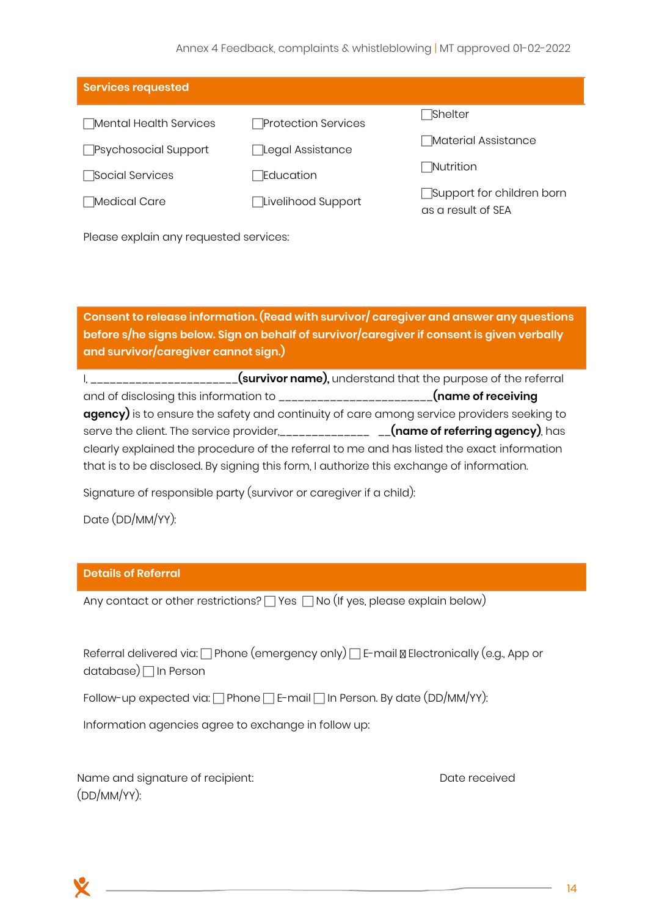## Services requested

☐Mental Health Services ☐Protection Services ☐Shelter

☐Psychosocial Support ☐Legal Assistance ☐Material Assistance

☐Social Services ☐Education ☐Nutrition

☐Medical Care ☐Livelihood Support ☐Support for children born as a result of SEA

Please explain any requested services:

## Consent to release information. (Read with survivor/ caregiver and answer any questions before s/he signs below. Sign on behalf of survivor/caregiver if consent is given verbally and survivor/caregiver cannot sign.)

I, _______________________**(survivor name)**, understand that the purpose of the referral and of disclosing this information to ________________________**(name of receiving agency)** is to ensure the safety and continuity of care among service providers seeking to serve the client. The service provider,______________ __**(name of referring agency)**, has clearly explained the procedure of the referral to me and has listed the exact information that is to be disclosed. By signing this form, I authorize this exchange of information.

Signature of responsible party (survivor or caregiver if a child):

Date (DD/MM/YY):

## Details of Referral

Any contact or other restrictions? ☐ Yes ☐ No (If yes, please explain below)

Referral delivered via: ☐ Phone (emergency only) ☐ E-mail ☐ Electronically (e.g., App or database) ☐ In Person

Follow-up expected via: ☐ Phone ☐ E-mail ☐ In Person. By date (DD/MM/YY):

Information agencies agree to exchange in follow up:

Name and signature of recipient: Date received (DD/MM/YY):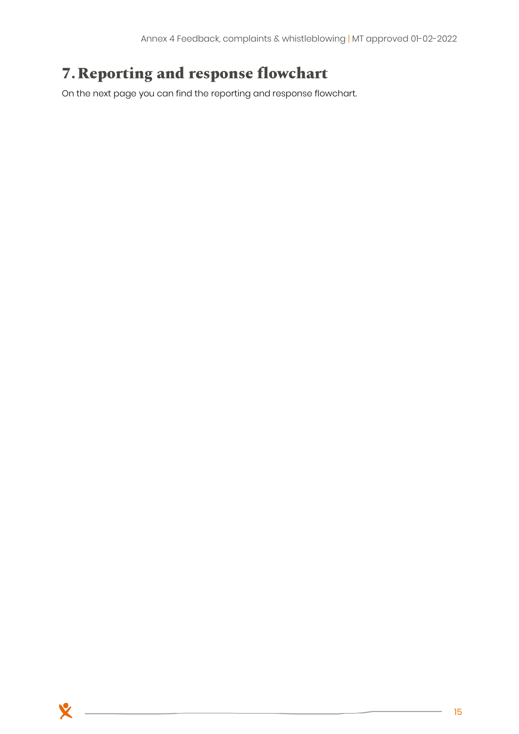# 7. Reporting and response flowchart

On the next page you can find the reporting and response flowchart.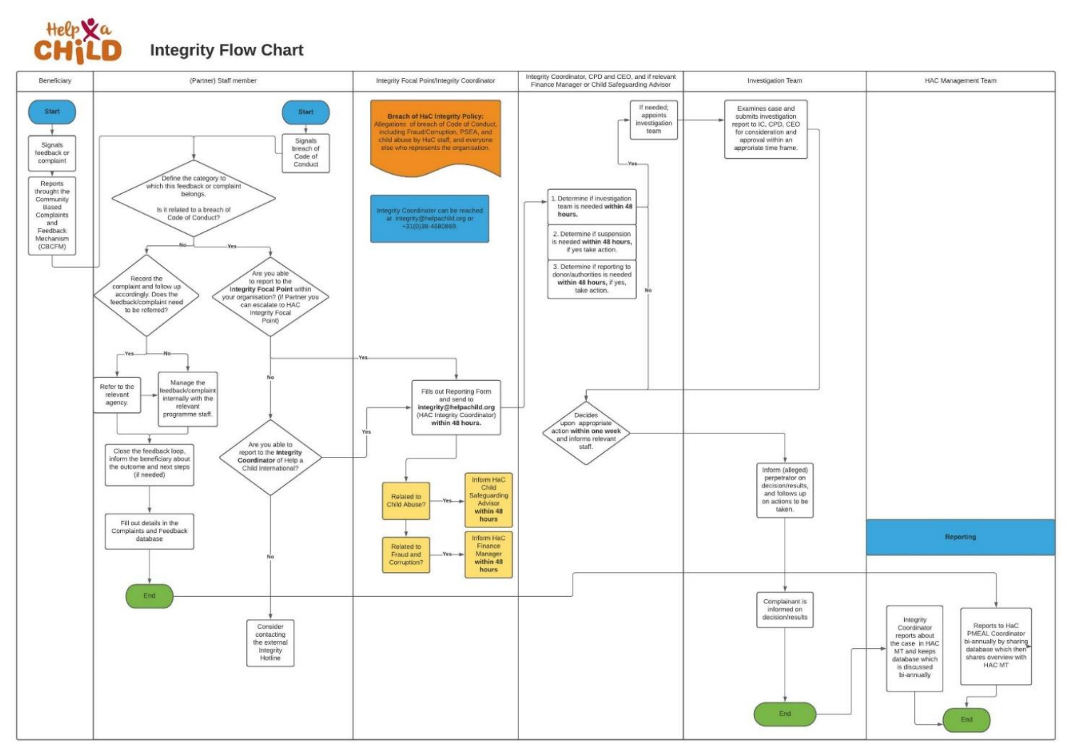# Integrity Flow Chart

## Beneficiary

- Start
- Signals feedback or complaint
- Reports throught the Community Based Complaints and Feedback Mechanism (CBCFM)

## (Partner) Staff member

- Start
- Signals breach of Code of Conduct
- Define the category to which this feedback or complaint belongs. Is it related to a breach of Code of Conduct?
  - **No:** Record the complaint and follow up accordingly. Does the feedback/complaint need to be referred?
    - **Yes:** Refer to the relevant agency.
    - **No:** Manage the feedback/complaint internally with the relevant programme staff.
    - Close the feedback loop, inform the beneficiary about the outcome and next steps (if needed)
    - Fill out details in the Complaints and Feedback database
    - End
  - **Yes:** Are you able to report to the **Integrity Focal Point** within your organisation? (if Partner you can escalate to HAC Integrity Focal Point)
    - **Yes:** → Fills out Reporting Form
    - **No:** Are you able to report to the **Integrity Coordinator** of Help a Child International?
      - **Yes:** → Fills out Reporting Form
      - **No:** Consider contacting the external Integrity Hotline

## Integrity Focal Point/Integrity Coordinator

**Breach of HaC Integrity Policy:** Allegations of breach of Code of Conduct, including Fraud/Corruption, PSEA, and child abuse by HaC staff, and everyone else who represents the organisation.

Integrity Coordinator can be reached at integrity@helpachild.org or +31(0)38-4680869.

- Fills out Reporting Form and send to **integrity@helpachild.org** (HAC Integrity Coordinator) **within 48 hours.**
- Related to Child Abuse? — **Yes:** Inform HaC Child Safeguarding Advisor **within 48 hours**
- Related to Fraud and Corruption? — **Yes:** Inform HaC Finance Manager **within 48 hours**

## Integrity Coordinator, CPD and CEO, and if relevant Finance Manager or Child Safeguarding Advisor

1. Determine if investigation team is needed **within 48 hours.**
   - **Yes:** If needed; appoints investigation team
   - **No:** → Decides upon appropriate action
2. Determine if suspension is needed **within 48 hours,** if yes take action.
3. Determine if reporting to donor/authorities is needed **within 48 hours,** if yes, take action.

- Decides upon appropriate action **within one week** and informs relevant staff.

## Investigation Team

- Examines case and submits investigation report to IC, CPD, CEO for consideration and approval within an approriate time frame.
- Inform (alleged) perpetrator on decision/results, and follows up on actions to be taken.
- Complainant is informed on decision/results
- End

## HAC Management Team

### Reporting

- Integrity Coordinator reports about the case in HAC MT and keeps database which is discussed bi-annually
- Reports to HaC PMEAL Coordinator bi-annually by sharing database which then shares overview with HAC MT
- End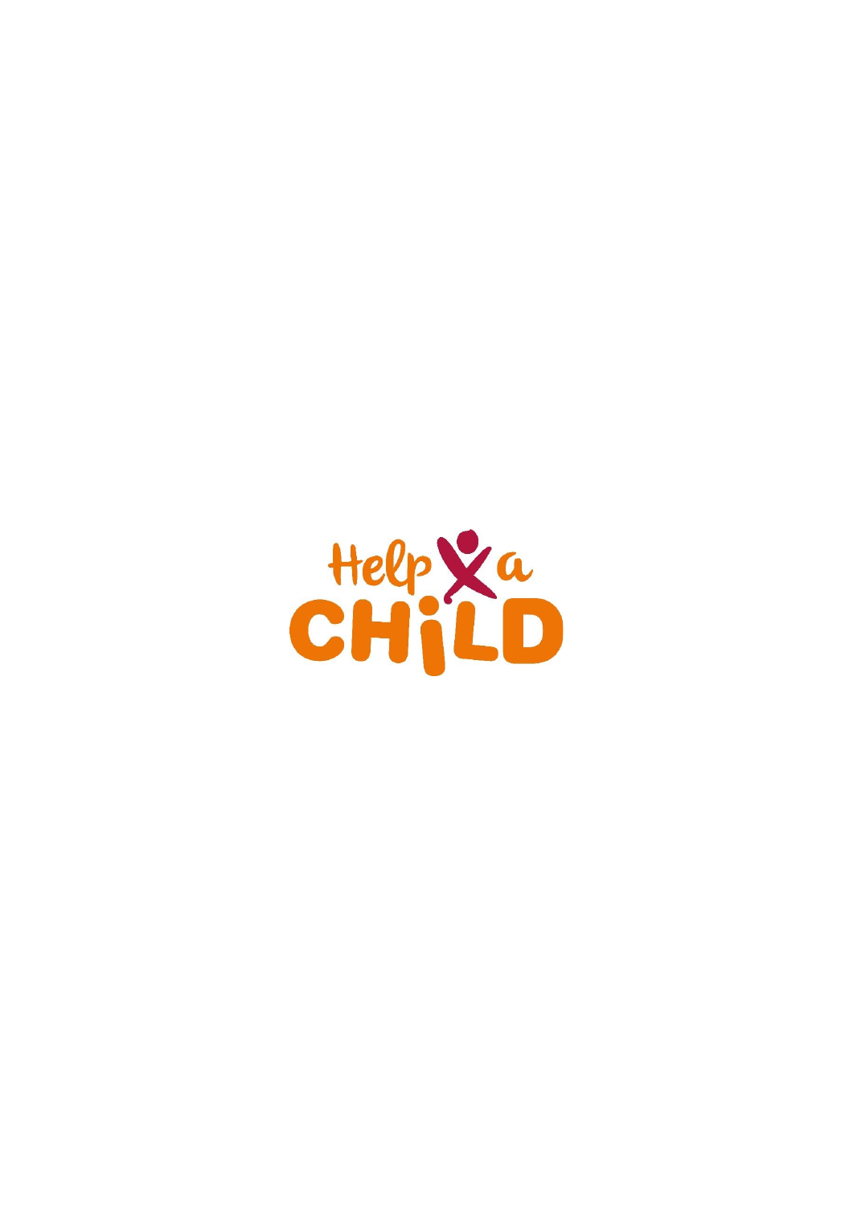Help a CHILD